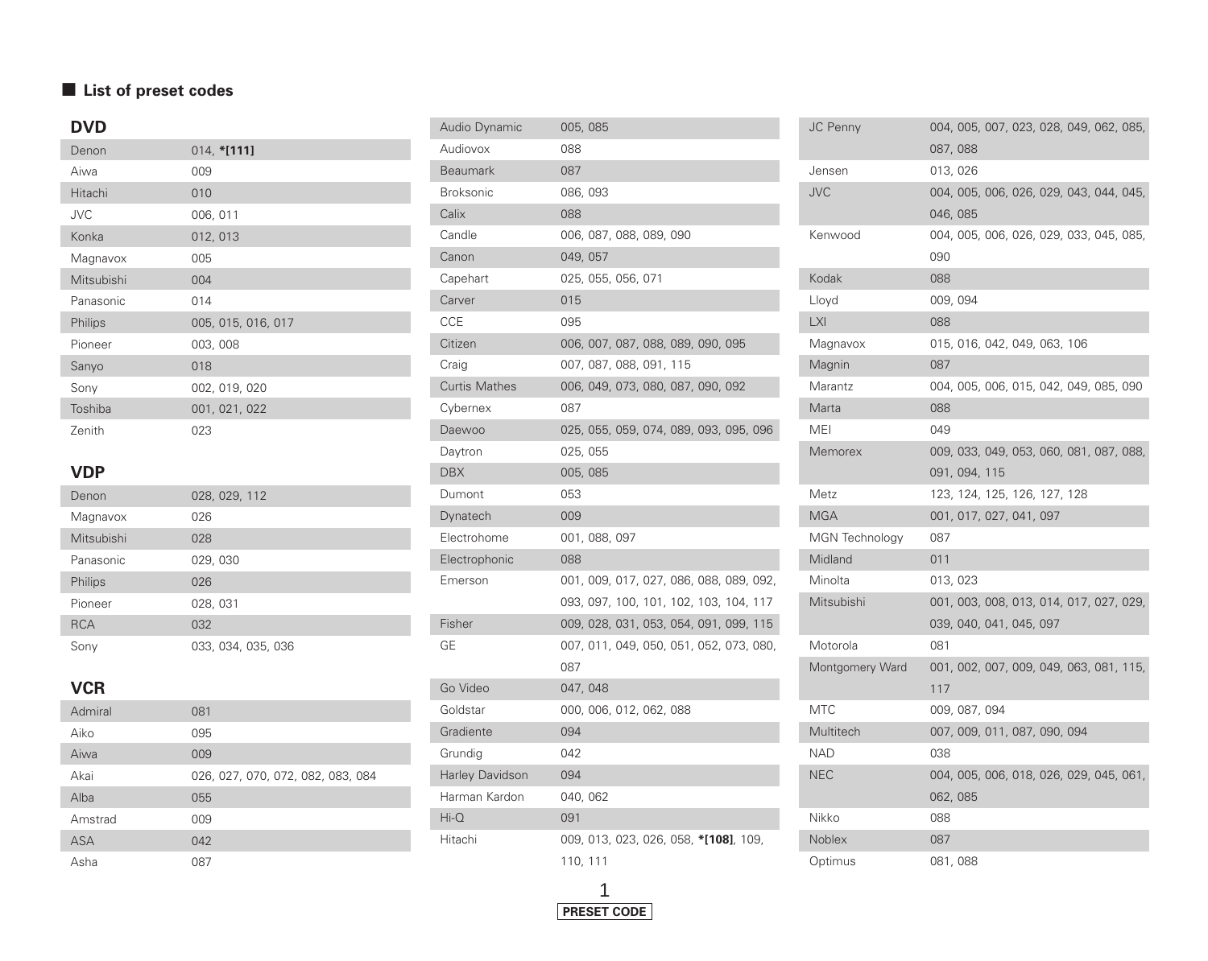## List of preset codes

### DVD

| | |
|---|---|
| Denon | 014, **\*[111]** |
| Aiwa | 009 |
| Hitachi | 010 |
| JVC | 006, 011 |
| Konka | 012, 013 |
| Magnavox | 005 |
| Mitsubishi | 004 |
| Panasonic | 014 |
| Philips | 005, 015, 016, 017 |
| Pioneer | 003, 008 |
| Sanyo | 018 |
| Sony | 002, 019, 020 |
| Toshiba | 001, 021, 022 |
| Zenith | 023 |

### VDP

| | |
|---|---|
| Denon | 028, 029, 112 |
| Magnavox | 026 |
| Mitsubishi | 028 |
| Panasonic | 029, 030 |
| Philips | 026 |
| Pioneer | 028, 031 |
| RCA | 032 |
| Sony | 033, 034, 035, 036 |

### VCR

| | |
|---|---|
| Admiral | 081 |
| Aiko | 095 |
| Aiwa | 009 |
| Akai | 026, 027, 070, 072, 082, 083, 084 |
| Alba | 055 |
| Amstrad | 009 |
| ASA | 042 |
| Asha | 087 |
| Audio Dynamic | 005, 085 |
| Audiovox | 088 |
| Beaumark | 087 |
| Broksonic | 086, 093 |
| Calix | 088 |
| Candle | 006, 087, 088, 089, 090 |
| Canon | 049, 057 |
| Capehart | 025, 055, 056, 071 |
| Carver | 015 |
| CCE | 095 |
| Citizen | 006, 007, 087, 088, 089, 090, 095 |
| Craig | 007, 087, 088, 091, 115 |
| Curtis Mathes | 006, 049, 073, 080, 087, 090, 092 |
| Cybernex | 087 |
| Daewoo | 025, 055, 059, 074, 089, 093, 095, 096 |
| Daytron | 025, 055 |
| DBX | 005, 085 |
| Dumont | 053 |
| Dynatech | 009 |
| Electrohome | 001, 088, 097 |
| Electrophonic | 088 |
| Emerson | 001, 009, 017, 027, 086, 088, 089, 092, 093, 097, 100, 101, 102, 103, 104, 117 |
| Fisher | 009, 028, 031, 053, 054, 091, 099, 115 |
| GE | 007, 011, 049, 050, 051, 052, 073, 080, 087 |
| Go Video | 047, 048 |
| Goldstar | 000, 006, 012, 062, 088 |
| Gradiente | 094 |
| Grundig | 042 |
| Harley Davidson | 094 |
| Harman Kardon | 040, 062 |
| Hi-Q | 091 |
| Hitachi | 009, 013, 023, 026, 058, **\*[108]**, 109, 110, 111 |
| JC Penny | 004, 005, 007, 023, 028, 049, 062, 085, 087, 088 |
| Jensen | 013, 026 |
| JVC | 004, 005, 006, 026, 029, 043, 044, 045, 046, 085 |
| Kenwood | 004, 005, 006, 026, 029, 033, 045, 085, 090 |
| Kodak | 088 |
| Lloyd | 009, 094 |
| LXI | 088 |
| Magnavox | 015, 016, 042, 049, 063, 106 |
| Magnin | 087 |
| Marantz | 004, 005, 006, 015, 042, 049, 085, 090 |
| Marta | 088 |
| MEI | 049 |
| Memorex | 009, 033, 049, 053, 060, 081, 087, 088, 091, 094, 115 |
| Metz | 123, 124, 125, 126, 127, 128 |
| MGA | 001, 017, 027, 041, 097 |
| MGN Technology | 087 |
| Midland | 011 |
| Minolta | 013, 023 |
| Mitsubishi | 001, 003, 008, 013, 014, 017, 027, 029, 039, 040, 041, 045, 097 |
| Motorola | 081 |
| Montgomery Ward | 001, 002, 007, 009, 049, 063, 081, 115, 117 |
| MTC | 009, 087, 094 |
| Multitech | 007, 009, 011, 087, 090, 094 |
| NAD | 038 |
| NEC | 004, 005, 006, 018, 026, 029, 045, 061, 062, 085 |
| Nikko | 088 |
| Noblex | 087 |
| Optimus | 081, 088 |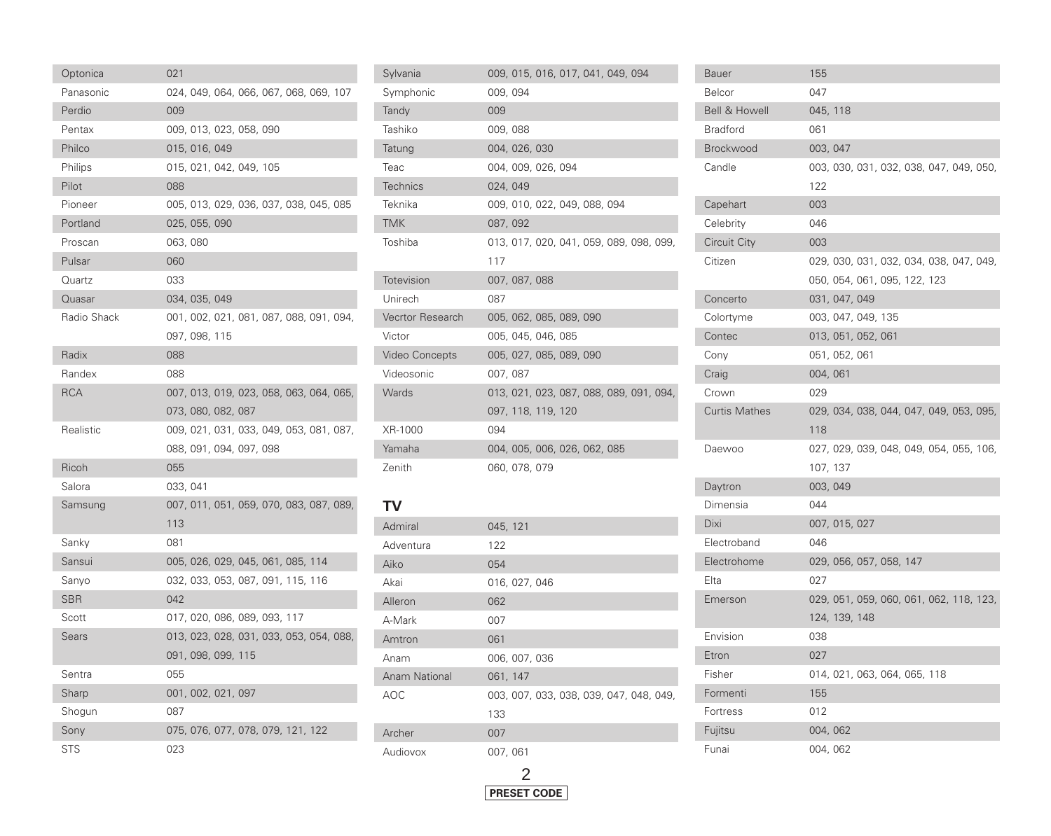| | |
|---|---|
| Optonica | 021 |
| Panasonic | 024, 049, 064, 066, 067, 068, 069, 107 |
| Perdio | 009 |
| Pentax | 009, 013, 023, 058, 090 |
| Philco | 015, 016, 049 |
| Philips | 015, 021, 042, 049, 105 |
| Pilot | 088 |
| Pioneer | 005, 013, 029, 036, 037, 038, 045, 085 |
| Portland | 025, 055, 090 |
| Proscan | 063, 080 |
| Pulsar | 060 |
| Quartz | 033 |
| Quasar | 034, 035, 049 |
| Radio Shack | 001, 002, 021, 081, 087, 088, 091, 094, 097, 098, 115 |
| Radix | 088 |
| Randex | 088 |
| RCA | 007, 013, 019, 023, 058, 063, 064, 065, 073, 080, 082, 087 |
| Realistic | 009, 021, 031, 033, 049, 053, 081, 087, 088, 091, 094, 097, 098 |
| Ricoh | 055 |
| Salora | 033, 041 |
| Samsung | 007, 011, 051, 059, 070, 083, 087, 089, 113 |
| Sanky | 081 |
| Sansui | 005, 026, 029, 045, 061, 085, 114 |
| Sanyo | 032, 033, 053, 087, 091, 115, 116 |
| SBR | 042 |
| Scott | 017, 020, 086, 089, 093, 117 |
| Sears | 013, 023, 028, 031, 033, 053, 054, 088, 091, 098, 099, 115 |
| Sentra | 055 |
| Sharp | 001, 002, 021, 097 |
| Shogun | 087 |
| Sony | 075, 076, 077, 078, 079, 121, 122 |
| STS | 023 |
| Sylvania | 009, 015, 016, 017, 041, 049, 094 |
| Symphonic | 009, 094 |
| Tandy | 009 |
| Tashiko | 009, 088 |
| Tatung | 004, 026, 030 |
| Teac | 004, 009, 026, 094 |
| Technics | 024, 049 |
| Teknika | 009, 010, 022, 049, 088, 094 |
| TMK | 087, 092 |
| Toshiba | 013, 017, 020, 041, 059, 089, 098, 099, 117 |
| Totevision | 007, 087, 088 |
| Unirech | 087 |
| Vecrtor Research | 005, 062, 085, 089, 090 |
| Victor | 005, 045, 046, 085 |
| Video Concepts | 005, 027, 085, 089, 090 |
| Videosonic | 007, 087 |
| Wards | 013, 021, 023, 087, 088, 089, 091, 094, 097, 118, 119, 120 |
| XR-1000 | 094 |
| Yamaha | 004, 005, 006, 026, 062, 085 |
| Zenith | 060, 078, 079 |

## TV

| | |
|---|---|
| Admiral | 045, 121 |
| Adventura | 122 |
| Aiko | 054 |
| Akai | 016, 027, 046 |
| Alleron | 062 |
| A-Mark | 007 |
| Amtron | 061 |
| Anam | 006, 007, 036 |
| Anam National | 061, 147 |
| AOC | 003, 007, 033, 038, 039, 047, 048, 049, 133 |
| Archer | 007 |
| Audiovox | 007, 061 |
| Bauer | 155 |
| Belcor | 047 |
| Bell & Howell | 045, 118 |
| Bradford | 061 |
| Brockwood | 003, 047 |
| Candle | 003, 030, 031, 032, 038, 047, 049, 050, 122 |
| Capehart | 003 |
| Celebrity | 046 |
| Circuit City | 003 |
| Citizen | 029, 030, 031, 032, 034, 038, 047, 049, 050, 054, 061, 095, 122, 123 |
| Concerto | 031, 047, 049 |
| Colortyme | 003, 047, 049, 135 |
| Contec | 013, 051, 052, 061 |
| Cony | 051, 052, 061 |
| Craig | 004, 061 |
| Crown | 029 |
| Curtis Mathes | 029, 034, 038, 044, 047, 049, 053, 095, 118 |
| Daewoo | 027, 029, 039, 048, 049, 054, 055, 106, 107, 137 |
| Daytron | 003, 049 |
| Dimensia | 044 |
| Dixi | 007, 015, 027 |
| Electroband | 046 |
| Electrohome | 029, 056, 057, 058, 147 |
| Elta | 027 |
| Emerson | 029, 051, 059, 060, 061, 062, 118, 123, 124, 139, 148 |
| Envision | 038 |
| Etron | 027 |
| Fisher | 014, 021, 063, 064, 065, 118 |
| Formenti | 155 |
| Fortress | 012 |
| Fujitsu | 004, 062 |
| Funai | 004, 062 |

PRESET CODE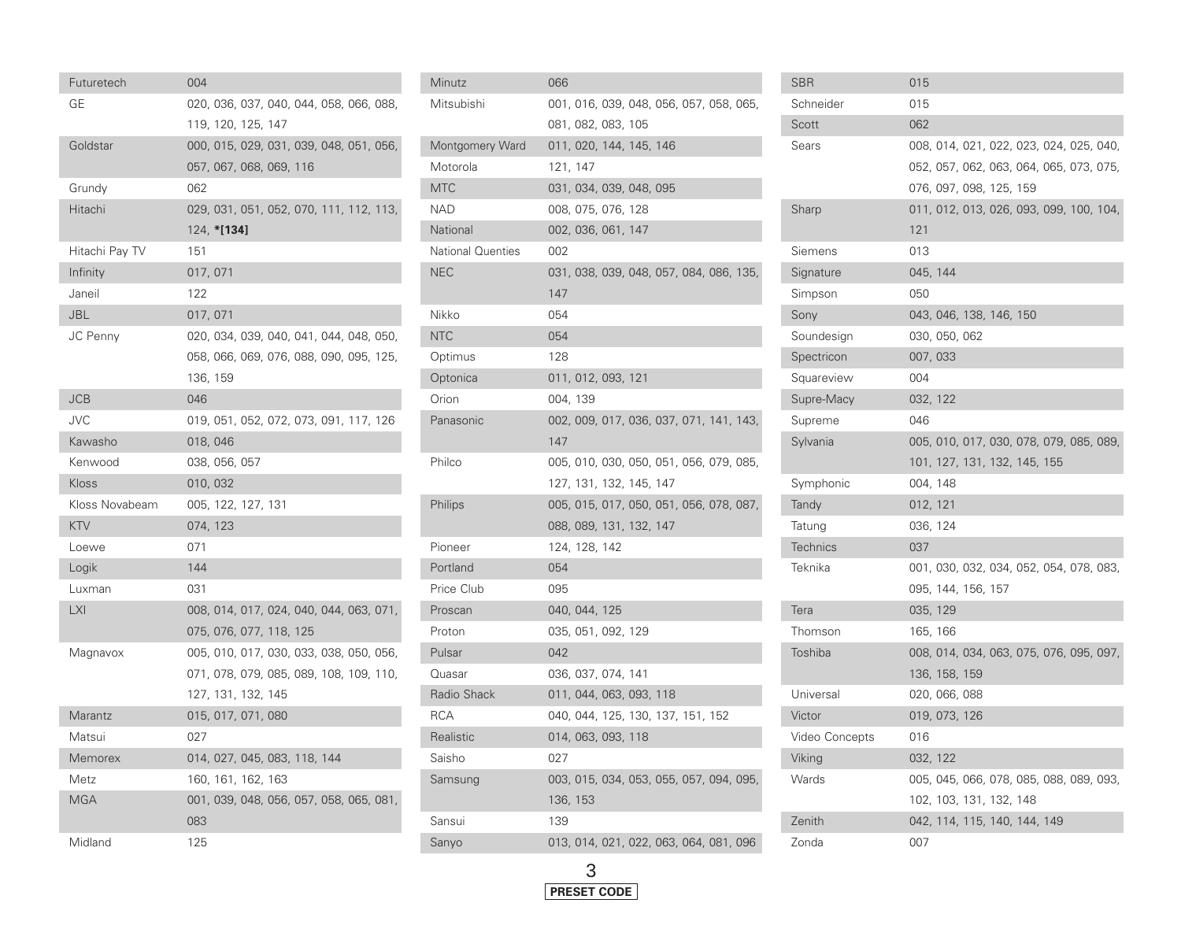| Brand | Code |
|---|---|
| Futuretech | 004 |
| GE | 020, 036, 037, 040, 044, 058, 066, 088, 119, 120, 125, 147 |
| Goldstar | 000, 015, 029, 031, 039, 048, 051, 056, 057, 067, 068, 069, 116 |
| Grundy | 062 |
| Hitachi | 029, 031, 051, 052, 070, 111, 112, 113, 124, **\*[134]** |
| Hitachi Pay TV | 151 |
| Infinity | 017, 071 |
| Janeil | 122 |
| JBL | 017, 071 |
| JC Penny | 020, 034, 039, 040, 041, 044, 048, 050, 058, 066, 069, 076, 088, 090, 095, 125, 136, 159 |
| JCB | 046 |
| JVC | 019, 051, 052, 072, 073, 091, 117, 126 |
| Kawasho | 018, 046 |
| Kenwood | 038, 056, 057 |
| Kloss | 010, 032 |
| Kloss Novabeam | 005, 122, 127, 131 |
| KTV | 074, 123 |
| Loewe | 071 |
| Logik | 144 |
| Luxman | 031 |
| LXI | 008, 014, 017, 024, 040, 044, 063, 071, 075, 076, 077, 118, 125 |
| Magnavox | 005, 010, 017, 030, 033, 038, 050, 056, 071, 078, 079, 085, 089, 108, 109, 110, 127, 131, 132, 145 |
| Marantz | 015, 017, 071, 080 |
| Matsui | 027 |
| Memorex | 014, 027, 045, 083, 118, 144 |
| Metz | 160, 161, 162, 163 |
| MGA | 001, 039, 048, 056, 057, 058, 065, 081, 083 |
| Midland | 125 |
| Minutz | 066 |
| Mitsubishi | 001, 016, 039, 048, 056, 057, 058, 065, 081, 082, 083, 105 |
| Montgomery Ward | 011, 020, 144, 145, 146 |
| Motorola | 121, 147 |
| MTC | 031, 034, 039, 048, 095 |
| NAD | 008, 075, 076, 128 |
| National | 002, 036, 061, 147 |
| National Quenties | 002 |
| NEC | 031, 038, 039, 048, 057, 084, 086, 135, 147 |
| Nikko | 054 |
| NTC | 054 |
| Optimus | 128 |
| Optonica | 011, 012, 093, 121 |
| Orion | 004, 139 |
| Panasonic | 002, 009, 017, 036, 037, 071, 141, 143, 147 |
| Philco | 005, 010, 030, 050, 051, 056, 079, 085, 127, 131, 132, 145, 147 |
| Philips | 005, 015, 017, 050, 051, 056, 078, 087, 088, 089, 131, 132, 147 |
| Pioneer | 124, 128, 142 |
| Portland | 054 |
| Price Club | 095 |
| Proscan | 040, 044, 125 |
| Proton | 035, 051, 092, 129 |
| Pulsar | 042 |
| Quasar | 036, 037, 074, 141 |
| Radio Shack | 011, 044, 063, 093, 118 |
| RCA | 040, 044, 125, 130, 137, 151, 152 |
| Realistic | 014, 063, 093, 118 |
| Saisho | 027 |
| Samsung | 003, 015, 034, 053, 055, 057, 094, 095, 136, 153 |
| Sansui | 139 |
| Sanyo | 013, 014, 021, 022, 063, 064, 081, 096 |
| SBR | 015 |
| Schneider | 015 |
| Scott | 062 |
| Sears | 008, 014, 021, 022, 023, 024, 025, 040, 052, 057, 062, 063, 064, 065, 073, 075, 076, 097, 098, 125, 159 |
| Sharp | 011, 012, 013, 026, 093, 099, 100, 104, 121 |
| Siemens | 013 |
| Signature | 045, 144 |
| Simpson | 050 |
| Sony | 043, 046, 138, 146, 150 |
| Soundesign | 030, 050, 062 |
| Spectricon | 007, 033 |
| Squareview | 004 |
| Supre-Macy | 032, 122 |
| Supreme | 046 |
| Sylvania | 005, 010, 017, 030, 078, 079, 085, 089, 101, 127, 131, 132, 145, 155 |
| Symphonic | 004, 148 |
| Tandy | 012, 121 |
| Tatung | 036, 124 |
| Technics | 037 |
| Teknika | 001, 030, 032, 034, 052, 054, 078, 083, 095, 144, 156, 157 |
| Tera | 035, 129 |
| Thomson | 165, 166 |
| Toshiba | 008, 014, 034, 063, 075, 076, 095, 097, 136, 158, 159 |
| Universal | 020, 066, 088 |
| Victor | 019, 073, 126 |
| Video Concepts | 016 |
| Viking | 032, 122 |
| Wards | 005, 045, 066, 078, 085, 088, 089, 093, 102, 103, 131, 132, 148 |
| Zenith | 042, 114, 115, 140, 144, 149 |
| Zonda | 007 |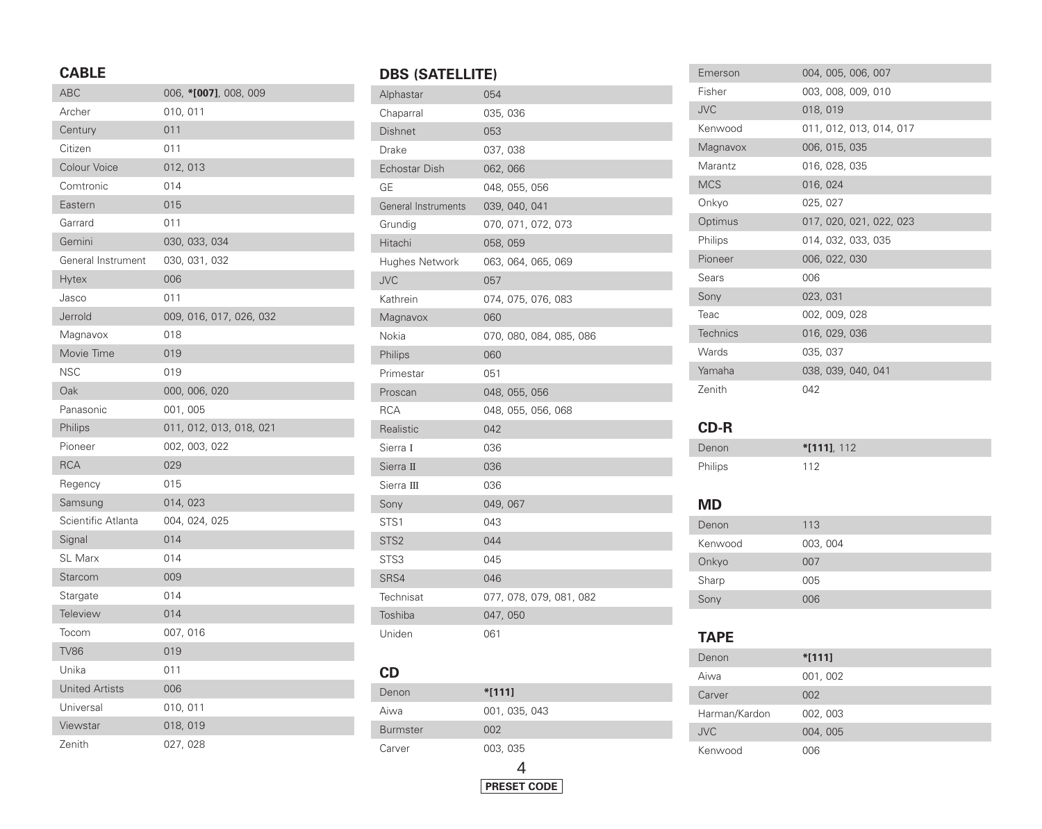## CABLE

| | |
|---|---|
| ABC | 006, ***[007]**, 008, 009 |
| Archer | 010, 011 |
| Century | 011 |
| Citizen | 011 |
| Colour Voice | 012, 013 |
| Comtronic | 014 |
| Eastern | 015 |
| Garrard | 011 |
| Gemini | 030, 033, 034 |
| General Instrument | 030, 031, 032 |
| Hytex | 006 |
| Jasco | 011 |
| Jerrold | 009, 016, 017, 026, 032 |
| Magnavox | 018 |
| Movie Time | 019 |
| NSC | 019 |
| Oak | 000, 006, 020 |
| Panasonic | 001, 005 |
| Philips | 011, 012, 013, 018, 021 |
| Pioneer | 002, 003, 022 |
| RCA | 029 |
| Regency | 015 |
| Samsung | 014, 023 |
| Scientific Atlanta | 004, 024, 025 |
| Signal | 014 |
| SL Marx | 014 |
| Starcom | 009 |
| Stargate | 014 |
| Teleview | 014 |
| Tocom | 007, 016 |
| TV86 | 019 |
| Unika | 011 |
| United Artists | 006 |
| Universal | 010, 011 |
| Viewstar | 018, 019 |
| Zenith | 027, 028 |

## DBS (SATELLITE)

| | |
|---|---|
| Alphastar | 054 |
| Chaparral | 035, 036 |
| Dishnet | 053 |
| Drake | 037, 038 |
| Echostar Dish | 062, 066 |
| GE | 048, 055, 056 |
| General Instruments | 039, 040, 041 |
| Grundig | 070, 071, 072, 073 |
| Hitachi | 058, 059 |
| Hughes Network | 063, 064, 065, 069 |
| JVC | 057 |
| Kathrein | 074, 075, 076, 083 |
| Magnavox | 060 |
| Nokia | 070, 080, 084, 085, 086 |
| Philips | 060 |
| Primestar | 051 |
| Proscan | 048, 055, 056 |
| RCA | 048, 055, 056, 068 |
| Realistic | 042 |
| Sierra I | 036 |
| Sierra II | 036 |
| Sierra III | 036 |
| Sony | 049, 067 |
| STS1 | 043 |
| STS2 | 044 |
| STS3 | 045 |
| SRS4 | 046 |
| Technisat | 077, 078, 079, 081, 082 |
| Toshiba | 047, 050 |
| Uniden | 061 |

## CD

| | |
|---|---|
| Denon | ***[111]** |
| Aiwa | 001, 035, 043 |
| Burmster | 002 |
| Carver | 003, 035 |
| Emerson | 004, 005, 006, 007 |
| Fisher | 003, 008, 009, 010 |
| JVC | 018, 019 |
| Kenwood | 011, 012, 013, 014, 017 |
| Magnavox | 006, 015, 035 |
| Marantz | 016, 028, 035 |
| MCS | 016, 024 |
| Onkyo | 025, 027 |
| Optimus | 017, 020, 021, 022, 023 |
| Philips | 014, 032, 033, 035 |
| Pioneer | 006, 022, 030 |
| Sears | 006 |
| Sony | 023, 031 |
| Teac | 002, 009, 028 |
| Technics | 016, 029, 036 |
| Wards | 035, 037 |
| Yamaha | 038, 039, 040, 041 |
| Zenith | 042 |

## CD-R

| | |
|---|---|
| Denon | ***[111]**, 112 |
| Philips | 112 |

## MD

| | |
|---|---|
| Denon | 113 |
| Kenwood | 003, 004 |
| Onkyo | 007 |
| Sharp | 005 |
| Sony | 006 |

## TAPE

| | |
|---|---|
| Denon | ***[111]** |
| Aiwa | 001, 002 |
| Carver | 002 |
| Harman/Kardon | 002, 003 |
| JVC | 004, 005 |
| Kenwood | 006 |

PRESET CODE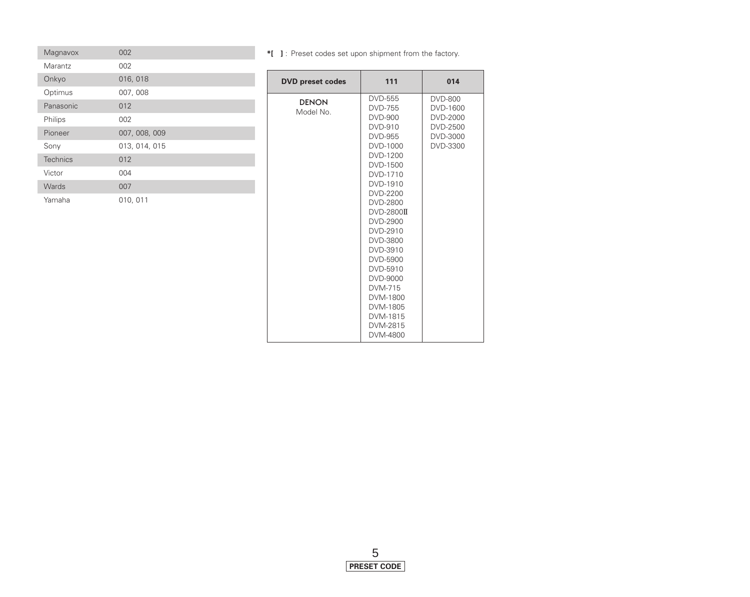| | |
|---|---|
| Magnavox | 002 |
| Marantz | 002 |
| Onkyo | 016, 018 |
| Optimus | 007, 008 |
| Panasonic | 012 |
| Philips | 002 |
| Pioneer | 007, 008, 009 |
| Sony | 013, 014, 015 |
| Technics | 012 |
| Victor | 004 |
| Wards | 007 |
| Yamaha | 010, 011 |

**\*[ ]** : Preset codes set upon shipment from the factory.

| DVD preset codes | 111 | 014 |
|---|---|---|
| **DENON** Model No. | DVD-555<br>DVD-755<br>DVD-900<br>DVD-910<br>DVD-955<br>DVD-1000<br>DVD-1200<br>DVD-1500<br>DVD-1710<br>DVD-1910<br>DVD-2200<br>DVD-2800<br>DVD-2800II<br>DVD-2900<br>DVD-2910<br>DVD-3800<br>DVD-3910<br>DVD-5900<br>DVD-5910<br>DVD-9000<br>DVM-715<br>DVM-1800<br>DVM-1805<br>DVM-1815<br>DVM-2815<br>DVM-4800 | DVD-800<br>DVD-1600<br>DVD-2000<br>DVD-2500<br>DVD-3000<br>DVD-3300 |